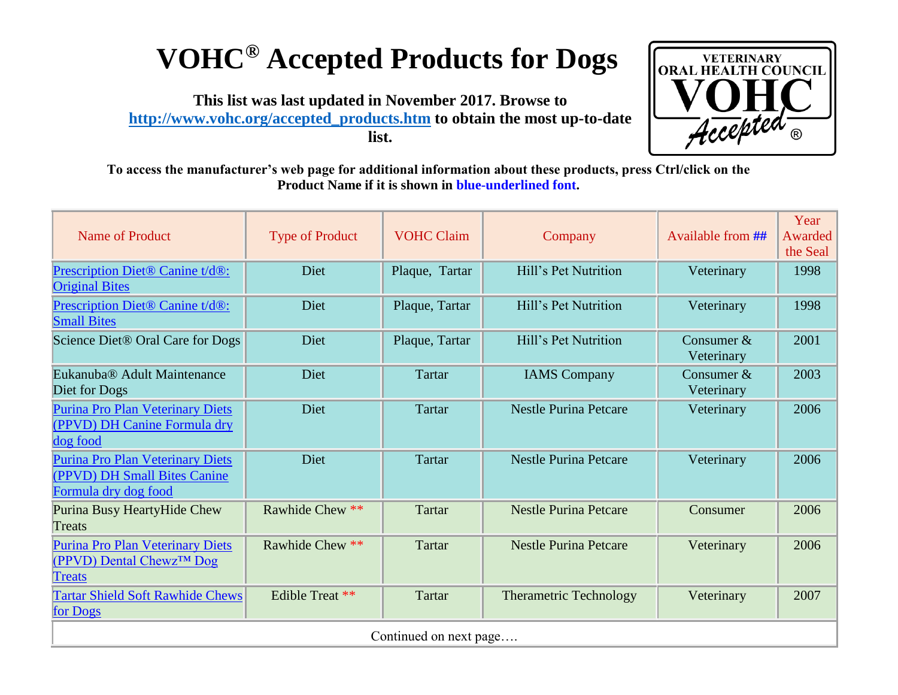# VOHC® Accepted Products for Dogs

**This list was last updated in November 2017. Browse to [http://www.vohc.org/accepted_products.htm](http://www.vohc.org/accepted_products.htm) to obtain the most up-to-date list.**

**To access the manufacturer's web page for additional information about these products, press Ctrl/click on the Product Name if it is shown in blue-underlined font.**

| Name of Product | Type of Product | VOHC Claim | Company | Available from ## | Year Awarded the Seal |
|---|---|---|---|---|---|
| Prescription Diet® Canine t/d®: Original Bites | Diet | Plaque, Tartar | Hill's Pet Nutrition | Veterinary | 1998 |
| Prescription Diet® Canine t/d®: Small Bites | Diet | Plaque, Tartar | Hill's Pet Nutrition | Veterinary | 1998 |
| Science Diet® Oral Care for Dogs | Diet | Plaque, Tartar | Hill's Pet Nutrition | Consumer & Veterinary | 2001 |
| Eukanuba® Adult Maintenance Diet for Dogs | Diet | Tartar | IAMS Company | Consumer & Veterinary | 2003 |
| Purina Pro Plan Veterinary Diets (PPVD) DH Canine Formula dry dog food | Diet | Tartar | Nestle Purina Petcare | Veterinary | 2006 |
| Purina Pro Plan Veterinary Diets (PPVD) DH Small Bites Canine Formula dry dog food | Diet | Tartar | Nestle Purina Petcare | Veterinary | 2006 |
| Purina Busy HeartyHide Chew Treats | Rawhide Chew ** | Tartar | Nestle Purina Petcare | Consumer | 2006 |
| Purina Pro Plan Veterinary Diets (PPVD) Dental Chewz™ Dog Treats | Rawhide Chew ** | Tartar | Nestle Purina Petcare | Veterinary | 2006 |
| Tartar Shield Soft Rawhide Chews for Dogs | Edible Treat ** | Tartar | Therametric Technology | Veterinary | 2007 |

Continued on next page….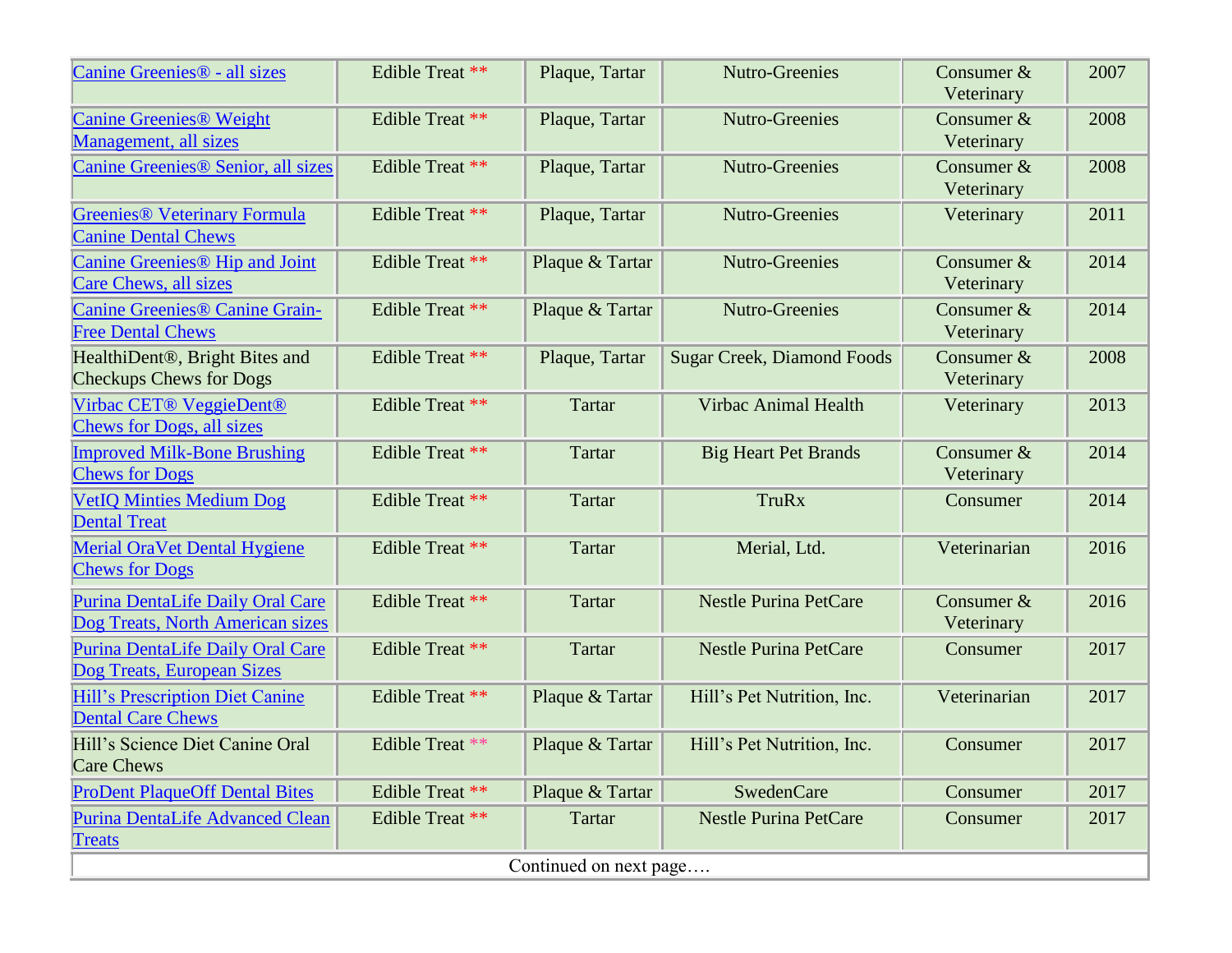| | | | | | |
|---|---|---|---|---|---|
| Canine Greenies® - all sizes | Edible Treat ** | Plaque, Tartar | Nutro-Greenies | Consumer & Veterinary | 2007 |
| Canine Greenies® Weight Management, all sizes | Edible Treat ** | Plaque, Tartar | Nutro-Greenies | Consumer & Veterinary | 2008 |
| Canine Greenies® Senior, all sizes | Edible Treat ** | Plaque, Tartar | Nutro-Greenies | Consumer & Veterinary | 2008 |
| Greenies® Veterinary Formula Canine Dental Chews | Edible Treat ** | Plaque, Tartar | Nutro-Greenies | Veterinary | 2011 |
| Canine Greenies® Hip and Joint Care Chews, all sizes | Edible Treat ** | Plaque & Tartar | Nutro-Greenies | Consumer & Veterinary | 2014 |
| Canine Greenies® Canine Grain-Free Dental Chews | Edible Treat ** | Plaque & Tartar | Nutro-Greenies | Consumer & Veterinary | 2014 |
| HealthiDent®, Bright Bites and Checkups Chews for Dogs | Edible Treat ** | Plaque, Tartar | Sugar Creek, Diamond Foods | Consumer & Veterinary | 2008 |
| Virbac CET® VeggieDent® Chews for Dogs, all sizes | Edible Treat ** | Tartar | Virbac Animal Health | Veterinary | 2013 |
| Improved Milk-Bone Brushing Chews for Dogs | Edible Treat ** | Tartar | Big Heart Pet Brands | Consumer & Veterinary | 2014 |
| VetIQ Minties Medium Dog Dental Treat | Edible Treat ** | Tartar | TruRx | Consumer | 2014 |
| Merial OraVet Dental Hygiene Chews for Dogs | Edible Treat ** | Tartar | Merial, Ltd. | Veterinarian | 2016 |
| Purina DentaLife Daily Oral Care Dog Treats, North American sizes | Edible Treat ** | Tartar | Nestle Purina PetCare | Consumer & Veterinary | 2016 |
| Purina DentaLife Daily Oral Care Dog Treats, European Sizes | Edible Treat ** | Tartar | Nestle Purina PetCare | Consumer | 2017 |
| Hill's Prescription Diet Canine Dental Care Chews | Edible Treat ** | Plaque & Tartar | Hill's Pet Nutrition, Inc. | Veterinarian | 2017 |
| Hill's Science Diet Canine Oral Care Chews | Edible Treat ** | Plaque & Tartar | Hill's Pet Nutrition, Inc. | Consumer | 2017 |
| ProDent PlaqueOff Dental Bites | Edible Treat ** | Plaque & Tartar | SwedenCare | Consumer | 2017 |
| Purina DentaLife Advanced Clean Treats | Edible Treat ** | Tartar | Nestle Purina PetCare | Consumer | 2017 |

Continued on next page….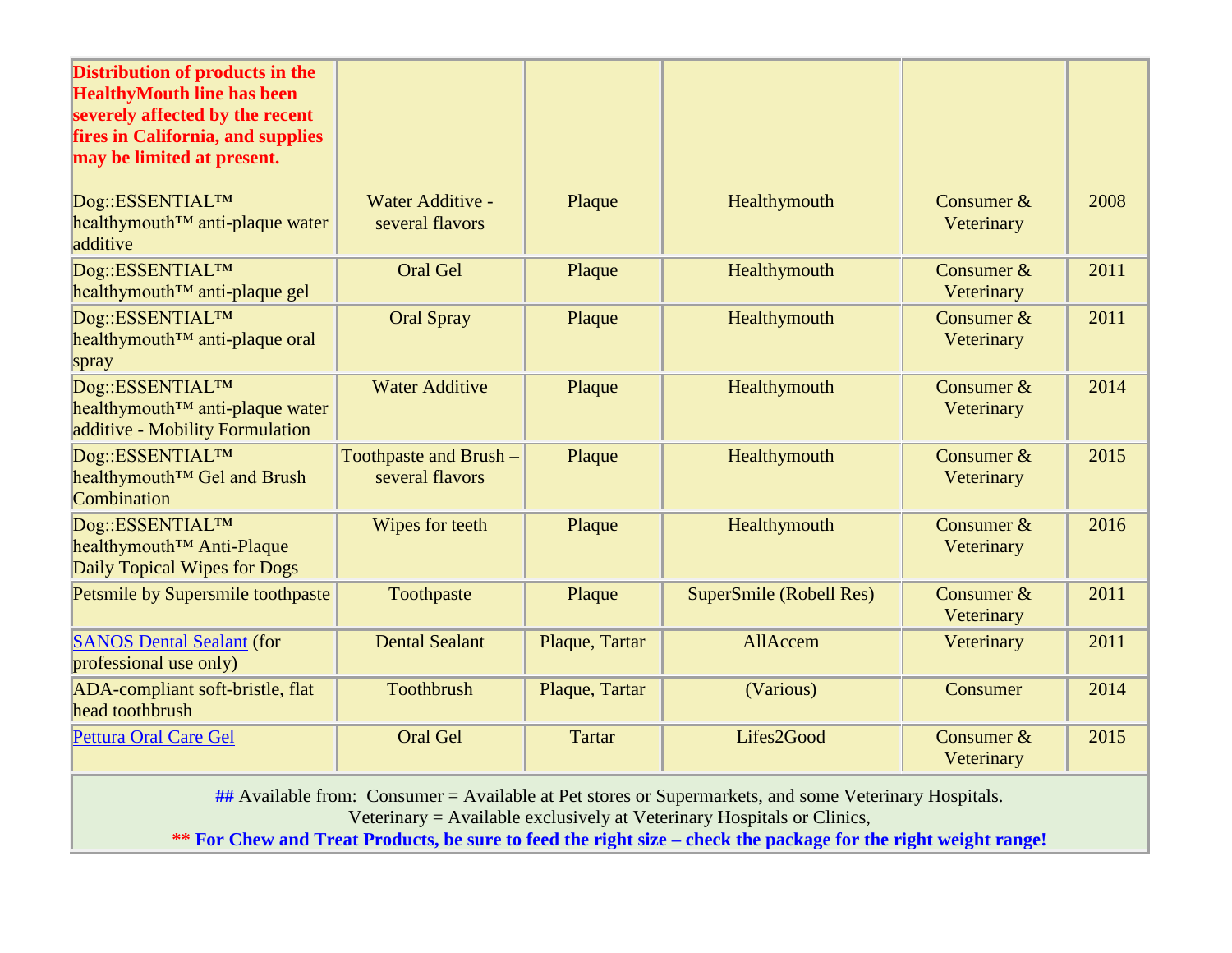| | | | | | |
|---|---|---|---|---|---|
| **Distribution of products in the HealthyMouth line has been severely affected by the recent fires in California, and supplies may be limited at present.** Dog::ESSENTIAL™ healthymouth™ anti-plaque water additive | Water Additive - several flavors | Plaque | Healthymouth | Consumer & Veterinary | 2008 |
| Dog::ESSENTIAL™ healthymouth™ anti-plaque gel | Oral Gel | Plaque | Healthymouth | Consumer & Veterinary | 2011 |
| Dog::ESSENTIAL™ healthymouth™ anti-plaque oral spray | Oral Spray | Plaque | Healthymouth | Consumer & Veterinary | 2011 |
| Dog::ESSENTIAL™ healthymouth™ anti-plaque water additive - Mobility Formulation | Water Additive | Plaque | Healthymouth | Consumer & Veterinary | 2014 |
| Dog::ESSENTIAL™ healthymouth™ Gel and Brush Combination | Toothpaste and Brush – several flavors | Plaque | Healthymouth | Consumer & Veterinary | 2015 |
| Dog::ESSENTIAL™ healthymouth™ Anti-Plaque Daily Topical Wipes for Dogs | Wipes for teeth | Plaque | Healthymouth | Consumer & Veterinary | 2016 |
| Petsmile by Supersmile toothpaste | Toothpaste | Plaque | SuperSmile (Robell Res) | Consumer & Veterinary | 2011 |
| SANOS Dental Sealant (for professional use only) | Dental Sealant | Plaque, Tartar | AllAccem | Veterinary | 2011 |
| ADA-compliant soft-bristle, flat head toothbrush | Toothbrush | Plaque, Tartar | (Various) | Consumer | 2014 |
| Pettura Oral Care Gel | Oral Gel | Tartar | Lifes2Good | Consumer & Veterinary | 2015 |

**##** Available from: Consumer = Available at Pet stores or Supermarkets, and some Veterinary Hospitals.
Veterinary = Available exclusively at Veterinary Hospitals or Clinics,
**\*\* For Chew and Treat Products, be sure to feed the right size – check the package for the right weight range!**